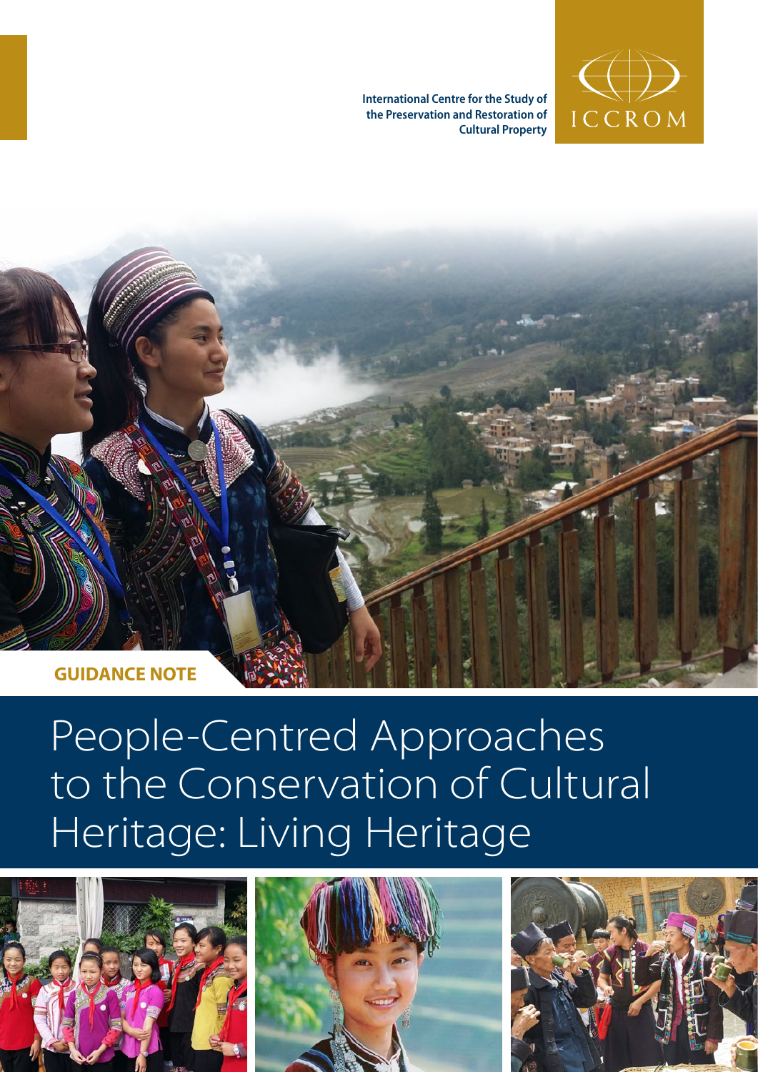International Centre for the Study of the Preservation and Restoration of Cultural Property

ICCROM

GUIDANCE NOTE

# People-Centred Approaches to the Conservation of Cultural Heritage: Living Heritage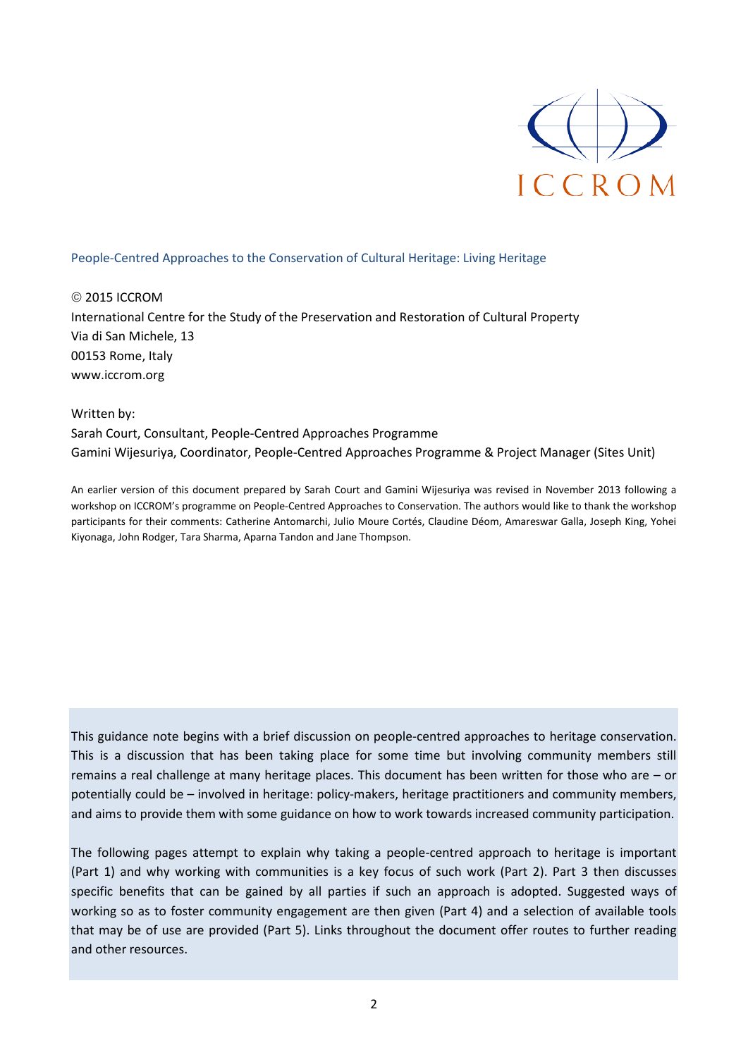ICCROM

People-Centred Approaches to the Conservation of Cultural Heritage: Living Heritage

© 2015 ICCROM
International Centre for the Study of the Preservation and Restoration of Cultural Property
Via di San Michele, 13
00153 Rome, Italy
www.iccrom.org

Written by:
Sarah Court, Consultant, People-Centred Approaches Programme
Gamini Wijesuriya, Coordinator, People-Centred Approaches Programme & Project Manager (Sites Unit)

An earlier version of this document prepared by Sarah Court and Gamini Wijesuriya was revised in November 2013 following a workshop on ICCROM's programme on People-Centred Approaches to Conservation. The authors would like to thank the workshop participants for their comments: Catherine Antomarchi, Julio Moure Cortés, Claudine Déom, Amareswar Galla, Joseph King, Yohei Kiyonaga, John Rodger, Tara Sharma, Aparna Tandon and Jane Thompson.

This guidance note begins with a brief discussion on people-centred approaches to heritage conservation. This is a discussion that has been taking place for some time but involving community members still remains a real challenge at many heritage places. This document has been written for those who are – or potentially could be – involved in heritage: policy-makers, heritage practitioners and community members, and aims to provide them with some guidance on how to work towards increased community participation.

The following pages attempt to explain why taking a people-centred approach to heritage is important (Part 1) and why working with communities is a key focus of such work (Part 2). Part 3 then discusses specific benefits that can be gained by all parties if such an approach is adopted. Suggested ways of working so as to foster community engagement are then given (Part 4) and a selection of available tools that may be of use are provided (Part 5). Links throughout the document offer routes to further reading and other resources.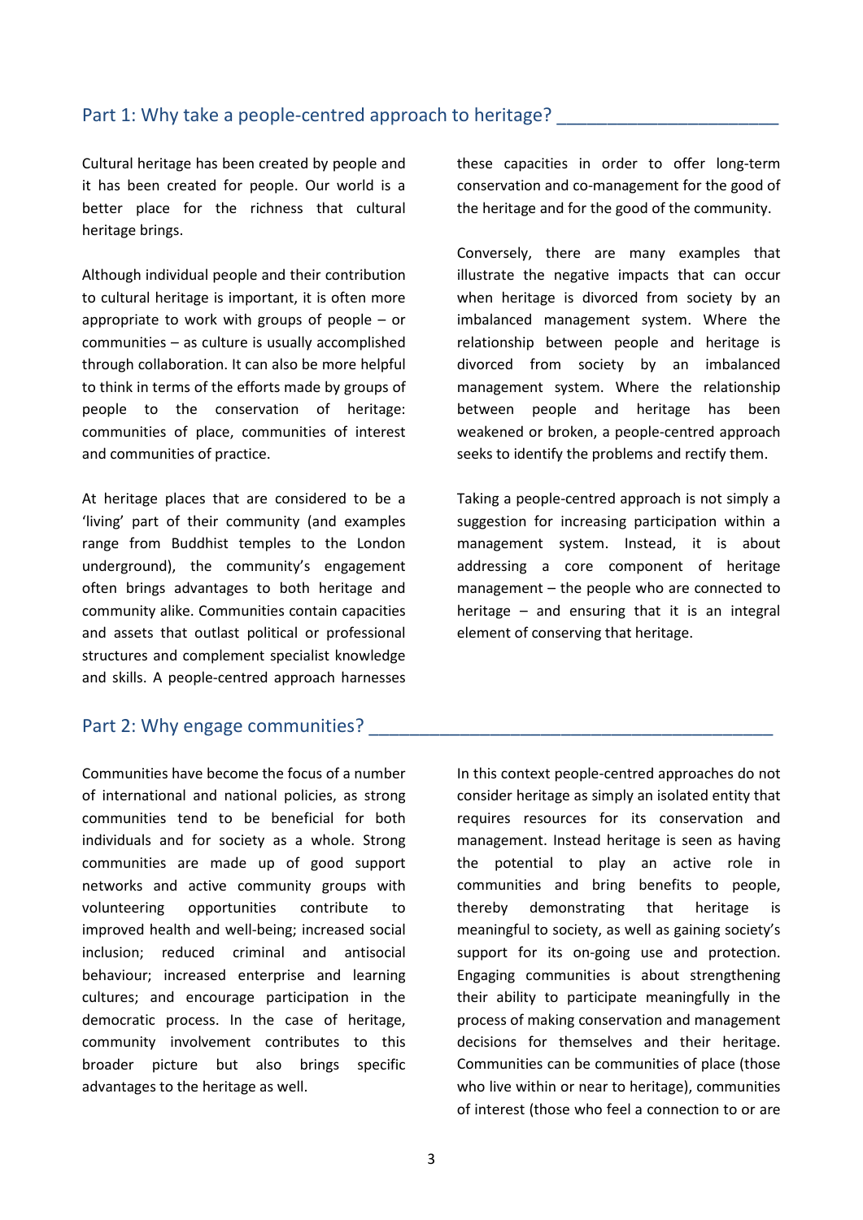## Part 1: Why take a people-centred approach to heritage?

Cultural heritage has been created by people and it has been created for people. Our world is a better place for the richness that cultural heritage brings.

Although individual people and their contribution to cultural heritage is important, it is often more appropriate to work with groups of people – or communities – as culture is usually accomplished through collaboration. It can also be more helpful to think in terms of the efforts made by groups of people to the conservation of heritage: communities of place, communities of interest and communities of practice.

At heritage places that are considered to be a 'living' part of their community (and examples range from Buddhist temples to the London underground), the community's engagement often brings advantages to both heritage and community alike. Communities contain capacities and assets that outlast political or professional structures and complement specialist knowledge and skills. A people-centred approach harnesses these capacities in order to offer long-term conservation and co-management for the good of the heritage and for the good of the community.

Conversely, there are many examples that illustrate the negative impacts that can occur when heritage is divorced from society by an imbalanced management system. Where the relationship between people and heritage is divorced from society by an imbalanced management system. Where the relationship between people and heritage has been weakened or broken, a people-centred approach seeks to identify the problems and rectify them.

Taking a people-centred approach is not simply a suggestion for increasing participation within a management system. Instead, it is about addressing a core component of heritage management – the people who are connected to heritage – and ensuring that it is an integral element of conserving that heritage.

## Part 2: Why engage communities?

Communities have become the focus of a number of international and national policies, as strong communities tend to be beneficial for both individuals and for society as a whole. Strong communities are made up of good support networks and active community groups with volunteering opportunities contribute to improved health and well-being; increased social inclusion; reduced criminal and antisocial behaviour; increased enterprise and learning cultures; and encourage participation in the democratic process. In the case of heritage, community involvement contributes to this broader picture but also brings specific advantages to the heritage as well.

In this context people-centred approaches do not consider heritage as simply an isolated entity that requires resources for its conservation and management. Instead heritage is seen as having the potential to play an active role in communities and bring benefits to people, thereby demonstrating that heritage is meaningful to society, as well as gaining society's support for its on-going use and protection. Engaging communities is about strengthening their ability to participate meaningfully in the process of making conservation and management decisions for themselves and their heritage. Communities can be communities of place (those who live within or near to heritage), communities of interest (those who feel a connection to or are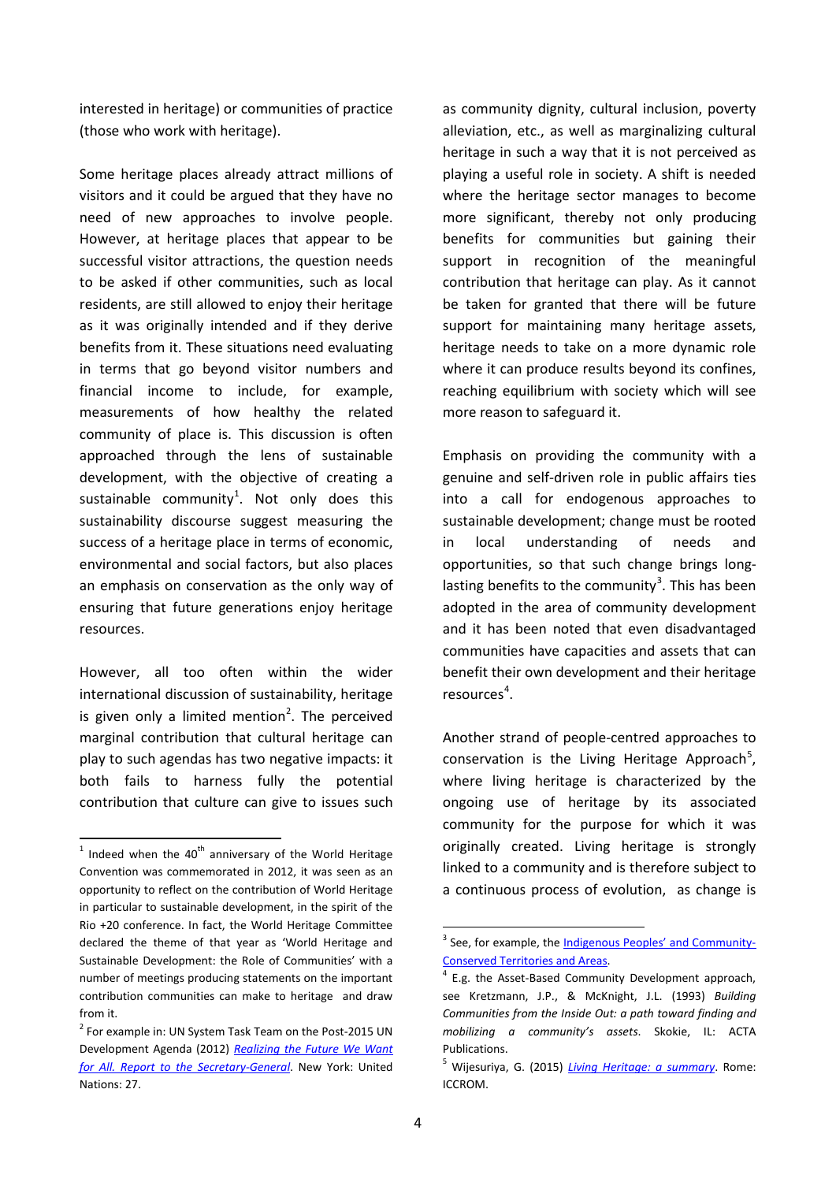interested in heritage) or communities of practice (those who work with heritage).

Some heritage places already attract millions of visitors and it could be argued that they have no need of new approaches to involve people. However, at heritage places that appear to be successful visitor attractions, the question needs to be asked if other communities, such as local residents, are still allowed to enjoy their heritage as it was originally intended and if they derive benefits from it. These situations need evaluating in terms that go beyond visitor numbers and financial income to include, for example, measurements of how healthy the related community of place is. This discussion is often approached through the lens of sustainable development, with the objective of creating a sustainable community[1]. Not only does this sustainability discourse suggest measuring the success of a heritage place in terms of economic, environmental and social factors, but also places an emphasis on conservation as the only way of ensuring that future generations enjoy heritage resources.

However, all too often within the wider international discussion of sustainability, heritage is given only a limited mention[2]. The perceived marginal contribution that cultural heritage can play to such agendas has two negative impacts: it both fails to harness fully the potential contribution that culture can give to issues such as community dignity, cultural inclusion, poverty alleviation, etc., as well as marginalizing cultural heritage in such a way that it is not perceived as playing a useful role in society. A shift is needed where the heritage sector manages to become more significant, thereby not only producing benefits for communities but gaining their support in recognition of the meaningful contribution that heritage can play. As it cannot be taken for granted that there will be future support for maintaining many heritage assets, heritage needs to take on a more dynamic role where it can produce results beyond its confines, reaching equilibrium with society which will see more reason to safeguard it.

Emphasis on providing the community with a genuine and self-driven role in public affairs ties into a call for endogenous approaches to sustainable development; change must be rooted in local understanding of needs and opportunities, so that such change brings long-lasting benefits to the community[3]. This has been adopted in the area of community development and it has been noted that even disadvantaged communities have capacities and assets that can benefit their own development and their heritage resources[4].

Another strand of people-centred approaches to conservation is the Living Heritage Approach[5], where living heritage is characterized by the ongoing use of heritage by its associated community for the purpose for which it was originally created. Living heritage is strongly linked to a community and is therefore subject to a continuous process of evolution, as change is

---

[1] Indeed when the 40th anniversary of the World Heritage Convention was commemorated in 2012, it was seen as an opportunity to reflect on the contribution of World Heritage in particular to sustainable development, in the spirit of the Rio +20 conference. In fact, the World Heritage Committee declared the theme of that year as 'World Heritage and Sustainable Development: the Role of Communities' with a number of meetings producing statements on the important contribution communities can make to heritage and draw from it.

[2] For example in: UN System Task Team on the Post-2015 UN Development Agenda (2012) *Realizing the Future We Want for All. Report to the Secretary-General*. New York: United Nations: 27.

[3] See, for example, the Indigenous Peoples' and Community-Conserved Territories and Areas.

[4] E.g. the Asset-Based Community Development approach, see Kretzmann, J.P., & McKnight, J.L. (1993) *Building Communities from the Inside Out: a path toward finding and mobilizing a community's assets*. Skokie, IL: ACTA Publications.

[5] Wijesuriya, G. (2015) *Living Heritage: a summary*. Rome: ICCROM.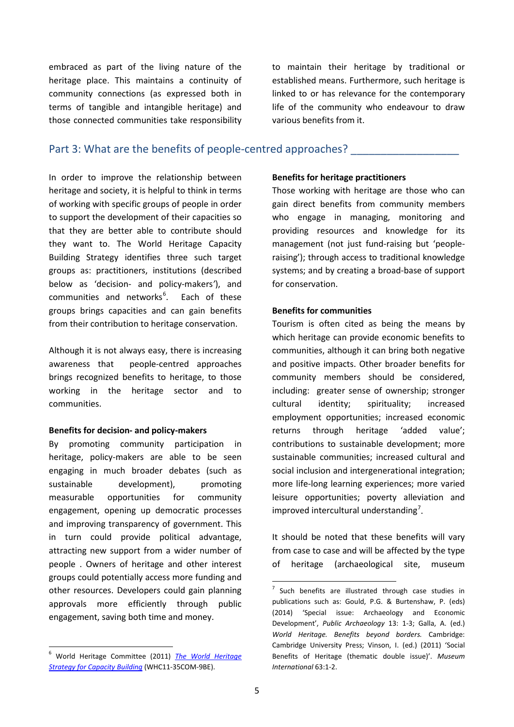embraced as part of the living nature of the heritage place. This maintains a continuity of community connections (as expressed both in terms of tangible and intangible heritage) and those connected communities take responsibility to maintain their heritage by traditional or established means. Furthermore, such heritage is linked to or has relevance for the contemporary life of the community who endeavour to draw various benefits from it.

## Part 3: What are the benefits of people-centred approaches?

In order to improve the relationship between heritage and society, it is helpful to think in terms of working with specific groups of people in order to support the development of their capacities so that they are better able to contribute should they want to. The World Heritage Capacity Building Strategy identifies three such target groups as: practitioners, institutions (described below as 'decision- and policy-makers'), and communities and networks[6]. Each of these groups brings capacities and can gain benefits from their contribution to heritage conservation.

Although it is not always easy, there is increasing awareness that people-centred approaches brings recognized benefits to heritage, to those working in the heritage sector and to communities.

**Benefits for decision- and policy-makers**

By promoting community participation in heritage, policy-makers are able to be seen engaging in much broader debates (such as sustainable development), promoting measurable opportunities for community engagement, opening up democratic processes and improving transparency of government. This in turn could provide political advantage, attracting new support from a wider number of people . Owners of heritage and other interest groups could potentially access more funding and other resources. Developers could gain planning approvals more efficiently through public engagement, saving both time and money.

**Benefits for heritage practitioners**

Those working with heritage are those who can gain direct benefits from community members who engage in managing, monitoring and providing resources and knowledge for its management (not just fund-raising but 'people-raising'); through access to traditional knowledge systems; and by creating a broad-base of support for conservation.

**Benefits for communities**

Tourism is often cited as being the means by which heritage can provide economic benefits to communities, although it can bring both negative and positive impacts. Other broader benefits for community members should be considered, including: greater sense of ownership; stronger cultural identity; spirituality; increased employment opportunities; increased economic returns through heritage 'added value'; contributions to sustainable development; more sustainable communities; increased cultural and social inclusion and intergenerational integration; more life-long learning experiences; more varied leisure opportunities; poverty alleviation and improved intercultural understanding[7].

It should be noted that these benefits will vary from case to case and will be affected by the type of heritage (archaeological site, museum

---

[6] World Heritage Committee (2011) *The World Heritage Strategy for Capacity Building* (WHC11-35COM-9BE).

[7] Such benefits are illustrated through case studies in publications such as: Gould, P.G. & Burtenshaw, P. (eds) (2014) 'Special issue: Archaeology and Economic Development', *Public Archaeology* 13: 1-3; Galla, A. (ed.) *World Heritage. Benefits beyond borders.* Cambridge: Cambridge University Press; Vinson, I. (ed.) (2011) 'Social Benefits of Heritage (thematic double issue)'. *Museum International* 63:1-2.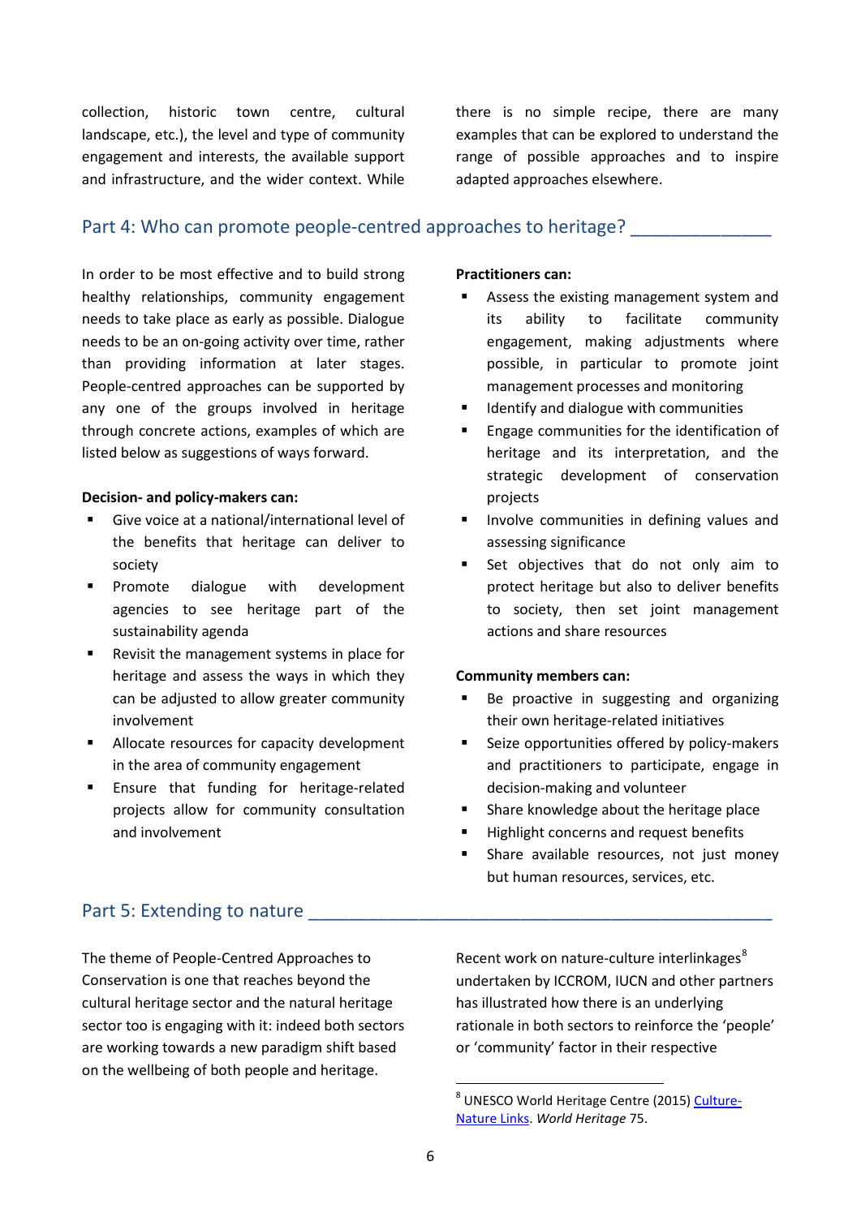collection, historic town centre, cultural landscape, etc.), the level and type of community engagement and interests, the available support and infrastructure, and the wider context. While there is no simple recipe, there are many examples that can be explored to understand the range of possible approaches and to inspire adapted approaches elsewhere.

## Part 4: Who can promote people-centred approaches to heritage?

In order to be most effective and to build strong healthy relationships, community engagement needs to take place as early as possible. Dialogue needs to be an on-going activity over time, rather than providing information at later stages. People-centred approaches can be supported by any one of the groups involved in heritage through concrete actions, examples of which are listed below as suggestions of ways forward.

**Decision- and policy-makers can:**

- Give voice at a national/international level of the benefits that heritage can deliver to society
- Promote dialogue with development agencies to see heritage part of the sustainability agenda
- Revisit the management systems in place for heritage and assess the ways in which they can be adjusted to allow greater community involvement
- Allocate resources for capacity development in the area of community engagement
- Ensure that funding for heritage-related projects allow for community consultation and involvement

**Practitioners can:**

- Assess the existing management system and its ability to facilitate community engagement, making adjustments where possible, in particular to promote joint management processes and monitoring
- Identify and dialogue with communities
- Engage communities for the identification of heritage and its interpretation, and the strategic development of conservation projects
- Involve communities in defining values and assessing significance
- Set objectives that do not only aim to protect heritage but also to deliver benefits to society, then set joint management actions and share resources

**Community members can:**

- Be proactive in suggesting and organizing their own heritage-related initiatives
- Seize opportunities offered by policy-makers and practitioners to participate, engage in decision-making and volunteer
- Share knowledge about the heritage place
- Highlight concerns and request benefits
- Share available resources, not just money but human resources, services, etc.

## Part 5: Extending to nature

The theme of People-Centred Approaches to Conservation is one that reaches beyond the cultural heritage sector and the natural heritage sector too is engaging with it: indeed both sectors are working towards a new paradigm shift based on the wellbeing of both people and heritage.

Recent work on nature-culture interlinkages[8] undertaken by ICCROM, IUCN and other partners has illustrated how there is an underlying rationale in both sectors to reinforce the 'people' or 'community' factor in their respective

[8] UNESCO World Heritage Centre (2015) Culture-Nature Links. *World Heritage* 75.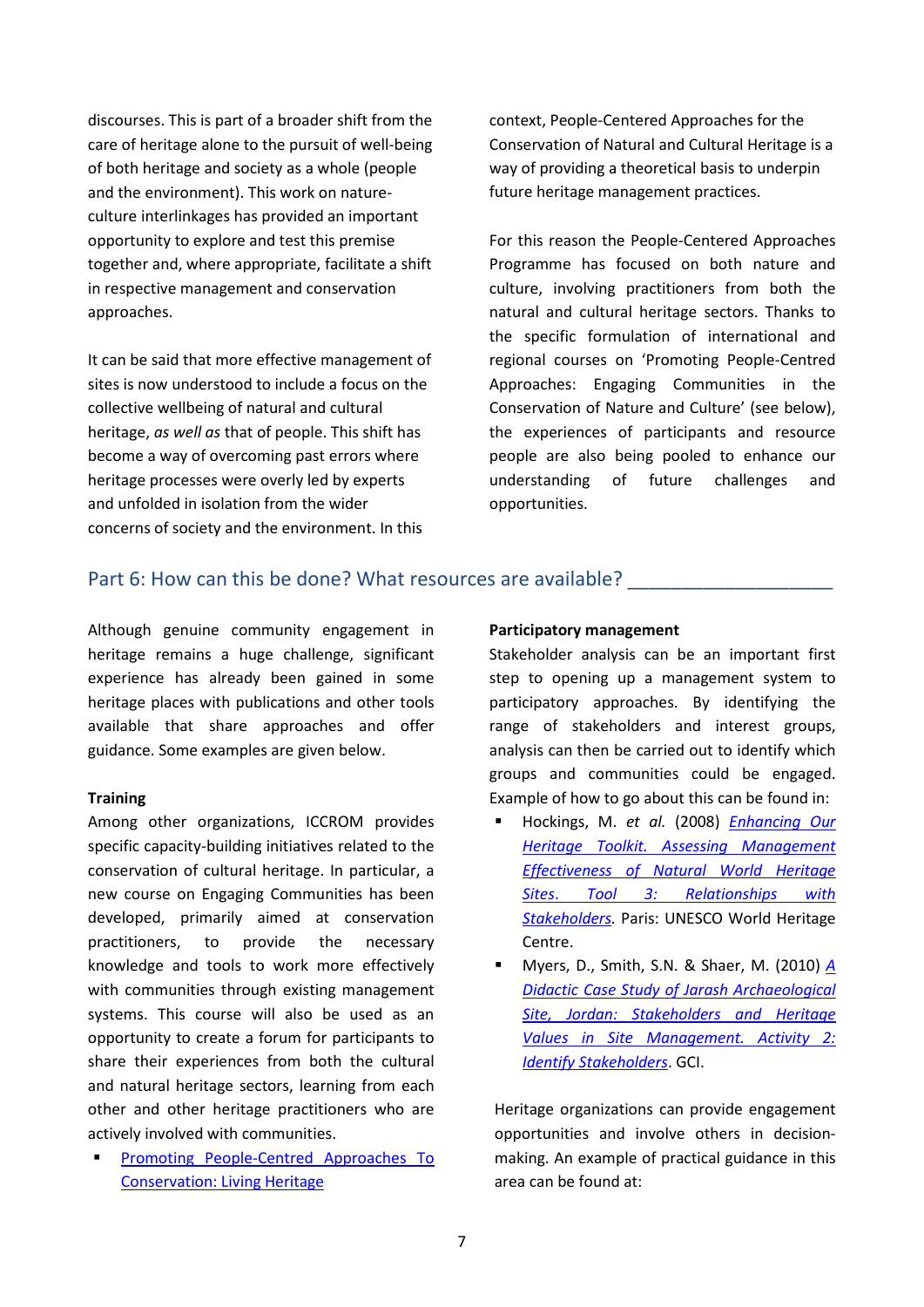discourses. This is part of a broader shift from the care of heritage alone to the pursuit of well-being of both heritage and society as a whole (people and the environment). This work on nature-culture interlinkages has provided an important opportunity to explore and test this premise together and, where appropriate, facilitate a shift in respective management and conservation approaches.

It can be said that more effective management of sites is now understood to include a focus on the collective wellbeing of natural and cultural heritage, *as well as* that of people. This shift has become a way of overcoming past errors where heritage processes were overly led by experts and unfolded in isolation from the wider concerns of society and the environment. In this context, People-Centered Approaches for the Conservation of Natural and Cultural Heritage is a way of providing a theoretical basis to underpin future heritage management practices.

For this reason the People-Centered Approaches Programme has focused on both nature and culture, involving practitioners from both the natural and cultural heritage sectors. Thanks to the specific formulation of international and regional courses on 'Promoting People-Centred Approaches: Engaging Communities in the Conservation of Nature and Culture' (see below), the experiences of participants and resource people are also being pooled to enhance our understanding of future challenges and opportunities.

## Part 6: How can this be done? What resources are available?

Although genuine community engagement in heritage remains a huge challenge, significant experience has already been gained in some heritage places with publications and other tools available that share approaches and offer guidance. Some examples are given below.

**Training**

Among other organizations, ICCROM provides specific capacity-building initiatives related to the conservation of cultural heritage. In particular, a new course on Engaging Communities has been developed, primarily aimed at conservation practitioners, to provide the necessary knowledge and tools to work more effectively with communities through existing management systems. This course will also be used as an opportunity to create a forum for participants to share their experiences from both the cultural and natural heritage sectors, learning from each other and other heritage practitioners who are actively involved with communities.

- Promoting People-Centred Approaches To Conservation: Living Heritage

**Participatory management**

Stakeholder analysis can be an important first step to opening up a management system to participatory approaches. By identifying the range of stakeholders and interest groups, analysis can then be carried out to identify which groups and communities could be engaged. Example of how to go about this can be found in:

- Hockings, M. *et al.* (2008) *Enhancing Our Heritage Toolkit. Assessing Management Effectiveness of Natural World Heritage Sites. Tool 3: Relationships with Stakeholders.* Paris: UNESCO World Heritage Centre.
- Myers, D., Smith, S.N. & Shaer, M. (2010) *A Didactic Case Study of Jarash Archaeological Site, Jordan: Stakeholders and Heritage Values in Site Management. Activity 2: Identify Stakeholders*. GCI.

Heritage organizations can provide engagement opportunities and involve others in decision-making. An example of practical guidance in this area can be found at: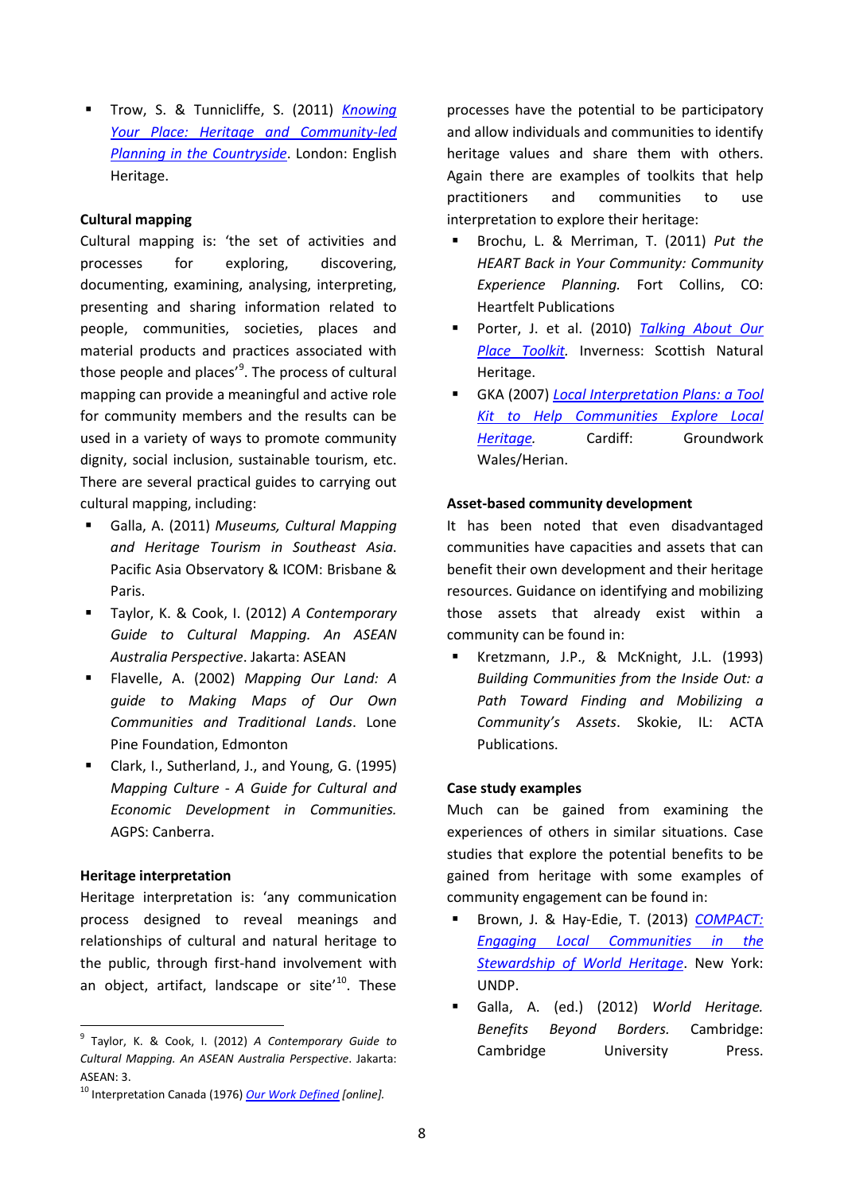- Trow, S. & Tunnicliffe, S. (2011) Knowing Your Place: Heritage and Community-led Planning in the Countryside. London: English Heritage.

**Cultural mapping**

Cultural mapping is: 'the set of activities and processes for exploring, discovering, documenting, examining, analysing, interpreting, presenting and sharing information related to people, communities, societies, places and material products and practices associated with those people and places'[9]. The process of cultural mapping can provide a meaningful and active role for community members and the results can be used in a variety of ways to promote community dignity, social inclusion, sustainable tourism, etc. There are several practical guides to carrying out cultural mapping, including:

- Galla, A. (2011) *Museums, Cultural Mapping and Heritage Tourism in Southeast Asia*. Pacific Asia Observatory & ICOM: Brisbane & Paris.
- Taylor, K. & Cook, I. (2012) *A Contemporary Guide to Cultural Mapping. An ASEAN Australia Perspective*. Jakarta: ASEAN
- Flavelle, A. (2002) *Mapping Our Land: A guide to Making Maps of Our Own Communities and Traditional Lands*. Lone Pine Foundation, Edmonton
- Clark, I., Sutherland, J., and Young, G. (1995) *Mapping Culture - A Guide for Cultural and Economic Development in Communities.* AGPS: Canberra.

**Heritage interpretation**

Heritage interpretation is: 'any communication process designed to reveal meanings and relationships of cultural and natural heritage to the public, through first-hand involvement with an object, artifact, landscape or site'[10]. These processes have the potential to be participatory and allow individuals and communities to identify heritage values and share them with others. Again there are examples of toolkits that help practitioners and communities to use interpretation to explore their heritage:

- Brochu, L. & Merriman, T. (2011) *Put the HEART Back in Your Community: Community Experience Planning.* Fort Collins, CO: Heartfelt Publications
- Porter, J. et al. (2010) Talking About Our Place Toolkit. Inverness: Scottish Natural Heritage.
- GKA (2007) Local Interpretation Plans: a Tool Kit to Help Communities Explore Local Heritage. Cardiff: Groundwork Wales/Herian.

**Asset-based community development**

It has been noted that even disadvantaged communities have capacities and assets that can benefit their own development and their heritage resources. Guidance on identifying and mobilizing those assets that already exist within a community can be found in:

- Kretzmann, J.P., & McKnight, J.L. (1993) *Building Communities from the Inside Out: a Path Toward Finding and Mobilizing a Community's Assets*. Skokie, IL: ACTA Publications.

**Case study examples**

Much can be gained from examining the experiences of others in similar situations. Case studies that explore the potential benefits to be gained from heritage with some examples of community engagement can be found in:

- Brown, J. & Hay-Edie, T. (2013) COMPACT: Engaging Local Communities in the Stewardship of World Heritage. New York: UNDP.
- Galla, A. (ed.) (2012) *World Heritage. Benefits Beyond Borders.* Cambridge: Cambridge University Press.

---

[9] Taylor, K. & Cook, I. (2012) *A Contemporary Guide to Cultural Mapping. An ASEAN Australia Perspective*. Jakarta: ASEAN: 3.

[10] Interpretation Canada (1976) Our Work Defined *[online].*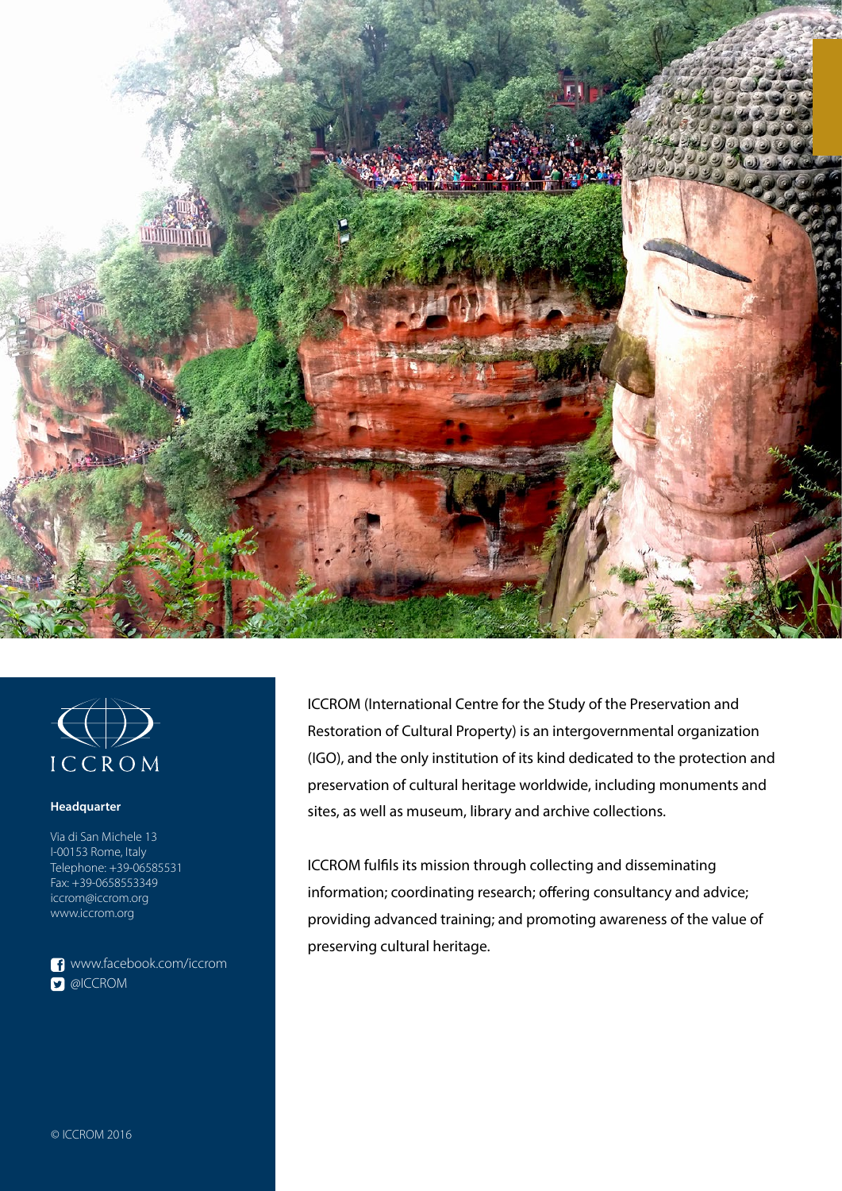ICCROM

**Headquarter**

Via di San Michele 13
I-00153 Rome, Italy
Telephone: +39-06585531
Fax: +39-0658553349
iccrom@iccrom.org
www.iccrom.org

www.facebook.com/iccrom
@ICCROM

© ICCROM 2016

ICCROM (International Centre for the Study of the Preservation and Restoration of Cultural Property) is an intergovernmental organization (IGO), and the only institution of its kind dedicated to the protection and preservation of cultural heritage worldwide, including monuments and sites, as well as museum, library and archive collections.

ICCROM fulfils its mission through collecting and disseminating information; coordinating research; offering consultancy and advice; providing advanced training; and promoting awareness of the value of preserving cultural heritage.